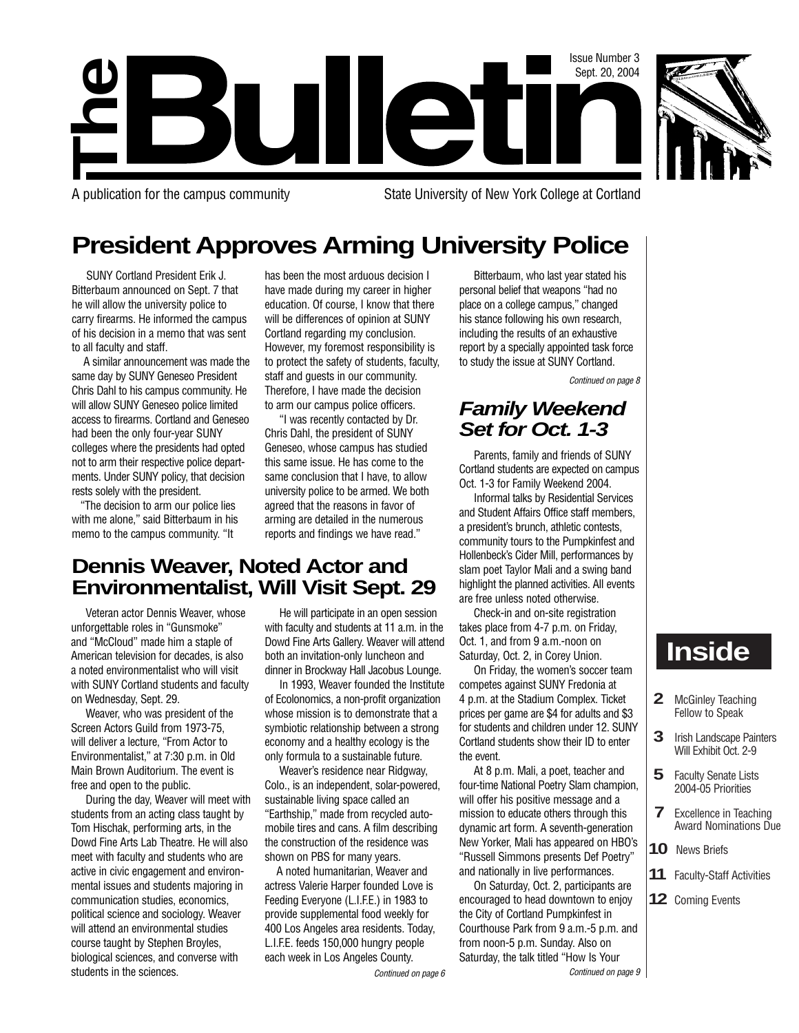# The Bulletin

Issue Number 3
Sept. 20, 2004

A publication for the campus community — State University of New York College at Cortland

## President Approves Arming University Police

SUNY Cortland President Erik J. Bitterbaum announced on Sept. 7 that he will allow the university police to carry firearms. He informed the campus of his decision in a memo that was sent to all faculty and staff.

A similar announcement was made the same day by SUNY Geneseo President Chris Dahl to his campus community. He will allow SUNY Geneseo police limited access to firearms. Cortland and Geneseo had been the only four-year SUNY colleges where the presidents had opted not to arm their respective police departments. Under SUNY policy, that decision rests solely with the president.

"The decision to arm our police lies with me alone," said Bitterbaum in his memo to the campus community. "It has been the most arduous decision I have made during my career in higher education. Of course, I know that there will be differences of opinion at SUNY Cortland regarding my conclusion. However, my foremost responsibility is to protect the safety of students, faculty, staff and guests in our community. Therefore, I have made the decision to arm our campus police officers.

"I was recently contacted by Dr. Chris Dahl, the president of SUNY Geneseo, whose campus has studied this same issue. He has come to the same conclusion that I have, to allow university police to be armed. We both agreed that the reasons in favor of arming are detailed in the numerous reports and findings we have read."

Bitterbaum, who last year stated his personal belief that weapons "had no place on a college campus," changed his stance following his own research, including the results of an exhaustive report by a specially appointed task force to study the issue at SUNY Cortland.

*Continued on page 8*

## Dennis Weaver, Noted Actor and Environmentalist, Will Visit Sept. 29

Veteran actor Dennis Weaver, whose unforgettable roles in "Gunsmoke" and "McCloud" made him a staple of American television for decades, is also a noted environmentalist who will visit with SUNY Cortland students and faculty on Wednesday, Sept. 29.

Weaver, who was president of the Screen Actors Guild from 1973-75, will deliver a lecture, "From Actor to Environmentalist," at 7:30 p.m. in Old Main Brown Auditorium. The event is free and open to the public.

During the day, Weaver will meet with students from an acting class taught by Tom Hischak, performing arts, in the Dowd Fine Arts Lab Theatre. He will also meet with faculty and students who are active in civic engagement and environmental issues and students majoring in communication studies, economics, political science and sociology. Weaver will attend an environmental studies course taught by Stephen Broyles, biological sciences, and converse with students in the sciences.

He will participate in an open session with faculty and students at 11 a.m. in the Dowd Fine Arts Gallery. Weaver will attend both an invitation-only luncheon and dinner in Brockway Hall Jacobus Lounge.

In 1993, Weaver founded the Institute of Ecolonomics, a non-profit organization whose mission is to demonstrate that a symbiotic relationship between a strong economy and a healthy ecology is the only formula to a sustainable future.

Weaver's residence near Ridgway, Colo., is an independent, solar-powered, sustainable living space called an "Earthship," made from recycled automobile tires and cans. A film describing the construction of the residence was shown on PBS for many years.

A noted humanitarian, Weaver and actress Valerie Harper founded Love is Feeding Everyone (L.I.F.E.) in 1983 to provide supplemental food weekly for 400 Los Angeles area residents. Today, L.I.F.E. feeds 150,000 hungry people each week in Los Angeles County.

*Continued on page 6*

## *Family Weekend Set for Oct. 1-3*

Parents, family and friends of SUNY Cortland students are expected on campus Oct. 1-3 for Family Weekend 2004.

Informal talks by Residential Services and Student Affairs Office staff members, a president's brunch, athletic contests, community tours to the Pumpkinfest and Hollenbeck's Cider Mill, performances by slam poet Taylor Mali and a swing band highlight the planned activities. All events are free unless noted otherwise.

Check-in and on-site registration takes place from 4-7 p.m. on Friday, Oct. 1, and from 9 a.m.-noon on Saturday, Oct. 2, in Corey Union.

On Friday, the women's soccer team competes against SUNY Fredonia at 4 p.m. at the Stadium Complex. Ticket prices per game are $4 for adults and $3 for students and children under 12. SUNY Cortland students show their ID to enter the event.

At 8 p.m. Mali, a poet, teacher and four-time National Poetry Slam champion, will offer his positive message and a mission to educate others through this dynamic art form. A seventh-generation New Yorker, Mali has appeared on HBO's "Russell Simmons presents Def Poetry" and nationally in live performances.

On Saturday, Oct. 2, participants are encouraged to head downtown to enjoy the City of Cortland Pumpkinfest in Courthouse Park from 9 a.m.-5 p.m. and from noon-5 p.m. Sunday. Also on Saturday, the talk titled "How Is Your

*Continued on page 9*

## Inside

- **2** McGinley Teaching Fellow to Speak
- **3** Irish Landscape Painters Will Exhibit Oct. 2-9
- **5** Faculty Senate Lists 2004-05 Priorities
- **7** Excellence in Teaching Award Nominations Due
- **10** News Briefs
- **11** Faculty-Staff Activities
- **12** Coming Events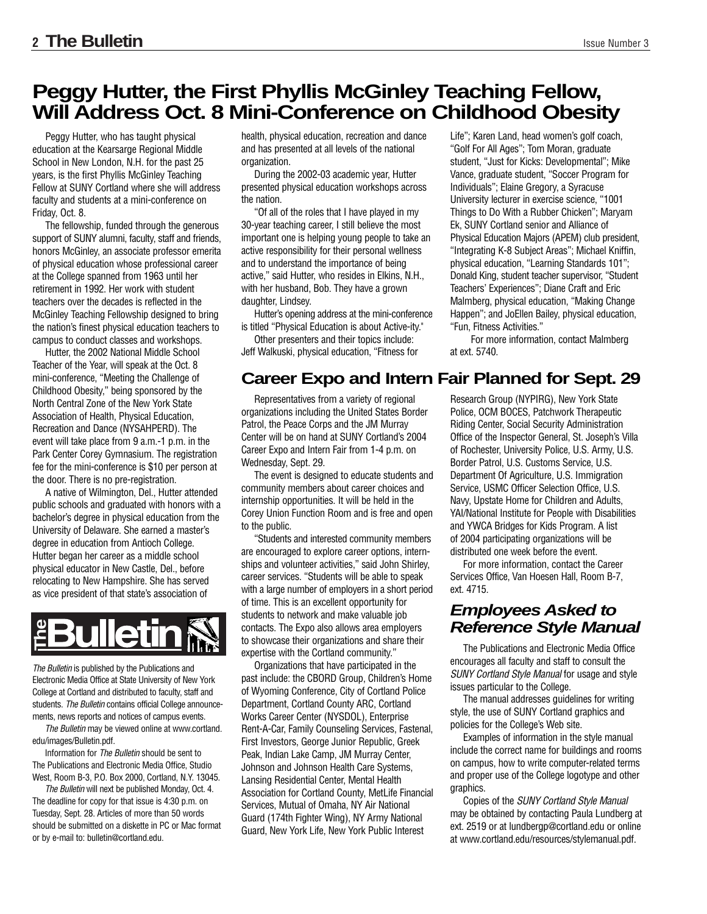# Peggy Hutter, the First Phyllis McGinley Teaching Fellow, Will Address Oct. 8 Mini-Conference on Childhood Obesity

Peggy Hutter, who has taught physical education at the Kearsarge Regional Middle School in New London, N.H. for the past 25 years, is the first Phyllis McGinley Teaching Fellow at SUNY Cortland where she will address faculty and students at a mini-conference on Friday, Oct. 8.

The fellowship, funded through the generous support of SUNY alumni, faculty, staff and friends, honors McGinley, an associate professor emerita of physical education whose professional career at the College spanned from 1963 until her retirement in 1992. Her work with student teachers over the decades is reflected in the McGinley Teaching Fellowship designed to bring the nation's finest physical education teachers to campus to conduct classes and workshops.

Hutter, the 2002 National Middle School Teacher of the Year, will speak at the Oct. 8 mini-conference, "Meeting the Challenge of Childhood Obesity," being sponsored by the North Central Zone of the New York State Association of Health, Physical Education, Recreation and Dance (NYSAHPERD). The event will take place from 9 a.m.-1 p.m. in the Park Center Corey Gymnasium. The registration fee for the mini-conference is $10 per person at the door. There is no pre-registration.

A native of Wilmington, Del., Hutter attended public schools and graduated with honors with a bachelor's degree in physical education from the University of Delaware. She earned a master's degree in education from Antioch College. Hutter began her career as a middle school physical educator in New Castle, Del., before relocating to New Hampshire. She has served as vice president of that state's association of health, physical education, recreation and dance and has presented at all levels of the national organization.

During the 2002-03 academic year, Hutter presented physical education workshops across the nation.

"Of all of the roles that I have played in my 30-year teaching career, I still believe the most important one is helping young people to take an active responsibility for their personal wellness and to understand the importance of being active," said Hutter, who resides in Elkins, N.H., with her husband, Bob. They have a grown daughter, Lindsey.

Hutter's opening address at the mini-conference is titled "Physical Education is about Active-ity."

Other presenters and their topics include: Jeff Walkuski, physical education, "Fitness for Life"; Karen Land, head women's golf coach, "Golf For All Ages"; Tom Moran, graduate student, "Just for Kicks: Developmental"; Mike Vance, graduate student, "Soccer Program for Individuals"; Elaine Gregory, a Syracuse University lecturer in exercise science, "1001 Things to Do With a Rubber Chicken"; Maryam Ek, SUNY Cortland senior and Alliance of Physical Education Majors (APEM) club president, "Integrating K-8 Subject Areas"; Michael Kniffin, physical education, "Learning Standards 101"; Donald King, student teacher supervisor, "Student Teachers' Experiences"; Diane Craft and Eric Malmberg, physical education, "Making Change Happen"; and JoEllen Bailey, physical education, "Fun, Fitness Activities."

For more information, contact Malmberg at ext. 5740.

# Career Expo and Intern Fair Planned for Sept. 29

Representatives from a variety of regional organizations including the United States Border Patrol, the Peace Corps and the JM Murray Center will be on hand at SUNY Cortland's 2004 Career Expo and Intern Fair from 1-4 p.m. on Wednesday, Sept. 29.

The event is designed to educate students and community members about career choices and internship opportunities. It will be held in the Corey Union Function Room and is free and open to the public.

"Students and interested community members are encouraged to explore career options, internships and volunteer activities," said John Shirley, career services. "Students will be able to speak with a large number of employers in a short period of time. This is an excellent opportunity for students to network and make valuable job contacts. The Expo also allows area employers to showcase their organizations and share their expertise with the Cortland community."

Organizations that have participated in the past include: the CBORD Group, Children's Home of Wyoming Conference, City of Cortland Police Department, Cortland County ARC, Cortland Works Career Center (NYSDOL), Enterprise Rent-A-Car, Family Counseling Services, Fastenal, First Investors, George Junior Republic, Greek Peak, Indian Lake Camp, JM Murray Center, Johnson and Johnson Health Care Systems, Lansing Residential Center, Mental Health Association for Cortland County, MetLife Financial Services, Mutual of Omaha, NY Air National Guard (174th Fighter Wing), NY Army National Guard, New York Life, New York Public Interest Research Group (NYPIRG), New York State Police, OCM BOCES, Patchwork Therapeutic Riding Center, Social Security Administration Office of the Inspector General, St. Joseph's Villa of Rochester, University Police, U.S. Army, U.S. Border Patrol, U.S. Customs Service, U.S. Department Of Agriculture, U.S. Immigration Service, USMC Officer Selection Office, U.S. Navy, Upstate Home for Children and Adults, YAI/National Institute for People with Disabilities and YWCA Bridges for Kids Program. A list of 2004 participating organizations will be distributed one week before the event.

For more information, contact the Career Services Office, Van Hoesen Hall, Room B-7, ext. 4715.

## *Employees Asked to Reference Style Manual*

The Publications and Electronic Media Office encourages all faculty and staff to consult the *SUNY Cortland Style Manual* for usage and style issues particular to the College.

The manual addresses guidelines for writing style, the use of SUNY Cortland graphics and policies for the College's Web site.

Examples of information in the style manual include the correct name for buildings and rooms on campus, how to write computer-related terms and proper use of the College logotype and other graphics.

Copies of the *SUNY Cortland Style Manual* may be obtained by contacting Paula Lundberg at ext. 2519 or at lundbergp@cortland.edu or online at www.cortland.edu/resources/stylemanual.pdf.

---

**The Bulletin**

*The Bulletin* is published by the Publications and Electronic Media Office at State University of New York College at Cortland and distributed to faculty, staff and students. *The Bulletin* contains official College announcements, news reports and notices of campus events.

*The Bulletin* may be viewed online at www.cortland.edu/images/Bulletin.pdf.

Information for *The Bulletin* should be sent to The Publications and Electronic Media Office, Studio West, Room B-3, P.O. Box 2000, Cortland, N.Y. 13045.

*The Bulletin* will next be published Monday, Oct. 4. The deadline for copy for that issue is 4:30 p.m. on Tuesday, Sept. 28. Articles of more than 50 words should be submitted on a diskette in PC or Mac format or by e-mail to: bulletin@cortland.edu.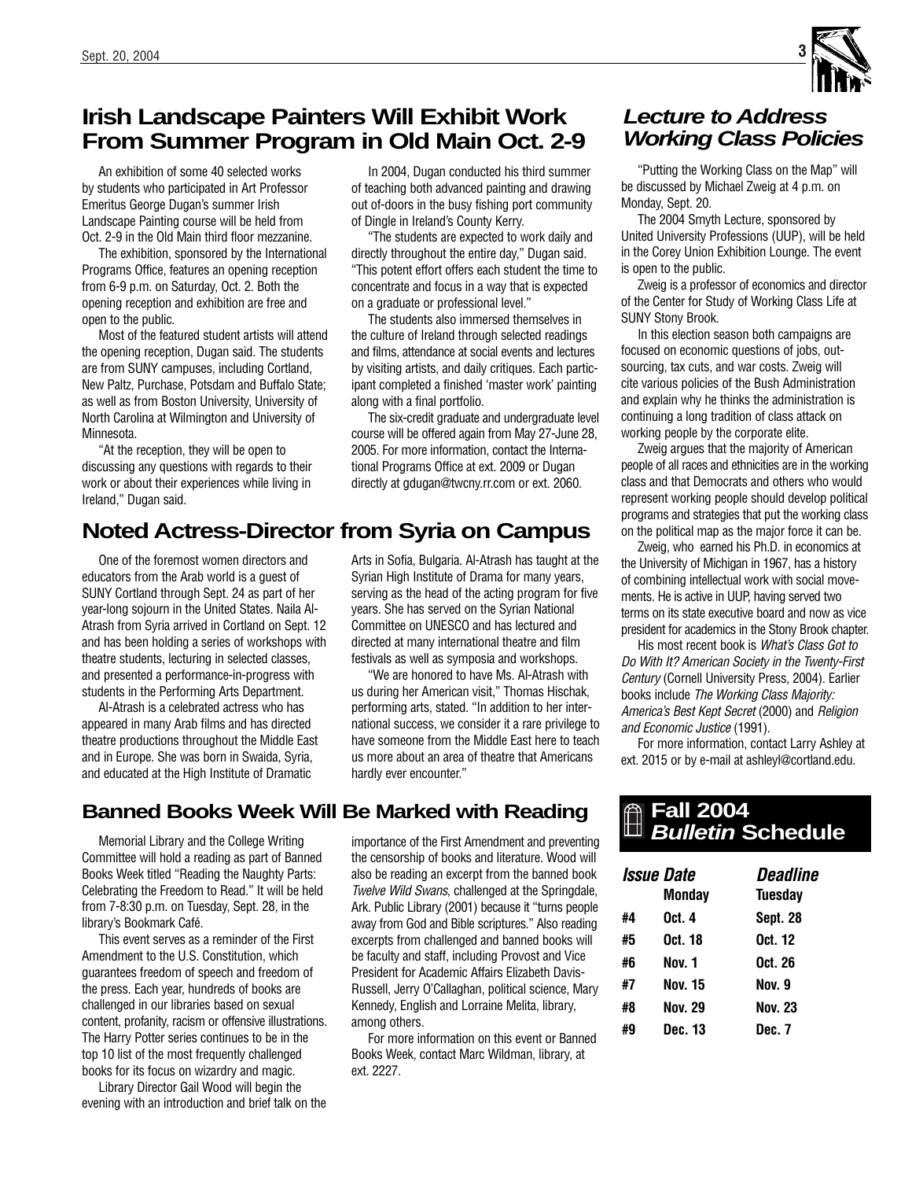## Irish Landscape Painters Will Exhibit Work From Summer Program in Old Main Oct. 2-9

An exhibition of some 40 selected works by students who participated in Art Professor Emeritus George Dugan's summer Irish Landscape Painting course will be held from Oct. 2-9 in the Old Main third floor mezzanine.

The exhibition, sponsored by the International Programs Office, features an opening reception from 6-9 p.m. on Saturday, Oct. 2. Both the opening reception and exhibition are free and open to the public.

Most of the featured student artists will attend the opening reception, Dugan said. The students are from SUNY campuses, including Cortland, New Paltz, Purchase, Potsdam and Buffalo State; as well as from Boston University, University of North Carolina at Wilmington and University of Minnesota.

"At the reception, they will be open to discussing any questions with regards to their work or about their experiences while living in Ireland," Dugan said.

In 2004, Dugan conducted his third summer of teaching both advanced painting and drawing out of-doors in the busy fishing port community of Dingle in Ireland's County Kerry.

"The students are expected to work daily and directly throughout the entire day," Dugan said. "This potent effort offers each student the time to concentrate and focus in a way that is expected on a graduate or professional level."

The students also immersed themselves in the culture of Ireland through selected readings and films, attendance at social events and lectures by visiting artists, and daily critiques. Each participant completed a finished 'master work' painting along with a final portfolio.

The six-credit graduate and undergraduate level course will be offered again from May 27-June 28, 2005. For more information, contact the International Programs Office at ext. 2009 or Dugan directly at gdugan@twcny.rr.com or ext. 2060.

## Noted Actress-Director from Syria on Campus

One of the foremost women directors and educators from the Arab world is a guest of SUNY Cortland through Sept. 24 as part of her year-long sojourn in the United States. Naila Al-Atrash from Syria arrived in Cortland on Sept. 12 and has been holding a series of workshops with theatre students, lecturing in selected classes, and presented a performance-in-progress with students in the Performing Arts Department.

Al-Atrash is a celebrated actress who has appeared in many Arab films and has directed theatre productions throughout the Middle East and in Europe. She was born in Swaida, Syria, and educated at the High Institute of Dramatic Arts in Sofia, Bulgaria. Al-Atrash has taught at the Syrian High Institute of Drama for many years, serving as the head of the acting program for five years. She has served on the Syrian National Committee on UNESCO and has lectured and directed at many international theatre and film festivals as well as symposia and workshops.

"We are honored to have Ms. Al-Atrash with us during her American visit," Thomas Hischak, performing arts, stated. "In addition to her international success, we consider it a rare privilege to have someone from the Middle East here to teach us more about an area of theatre that Americans hardly ever encounter."

## Banned Books Week Will Be Marked with Reading

Memorial Library and the College Writing Committee will hold a reading as part of Banned Books Week titled "Reading the Naughty Parts: Celebrating the Freedom to Read." It will be held from 7-8:30 p.m. on Tuesday, Sept. 28, in the library's Bookmark Café.

This event serves as a reminder of the First Amendment to the U.S. Constitution, which guarantees freedom of speech and freedom of the press. Each year, hundreds of books are challenged in our libraries based on sexual content, profanity, racism or offensive illustrations. The Harry Potter series continues to be in the top 10 list of the most frequently challenged books for its focus on wizardry and magic.

Library Director Gail Wood will begin the evening with an introduction and brief talk on the importance of the First Amendment and preventing the censorship of books and literature. Wood will also be reading an excerpt from the banned book *Twelve Wild Swans*, challenged at the Springdale, Ark. Public Library (2001) because it "turns people away from God and Bible scriptures." Also reading excerpts from challenged and banned books will be faculty and staff, including Provost and Vice President for Academic Affairs Elizabeth Davis-Russell, Jerry O'Callaghan, political science, Mary Kennedy, English and Lorraine Melita, library, among others.

For more information on this event or Banned Books Week, contact Marc Wildman, library, at ext. 2227.

## *Lecture to Address Working Class Policies*

"Putting the Working Class on the Map" will be discussed by Michael Zweig at 4 p.m. on Monday, Sept. 20.

The 2004 Smyth Lecture, sponsored by United University Professions (UUP), will be held in the Corey Union Exhibition Lounge. The event is open to the public.

Zweig is a professor of economics and director of the Center for Study of Working Class Life at SUNY Stony Brook.

In this election season both campaigns are focused on economic questions of jobs, outsourcing, tax cuts, and war costs. Zweig will cite various policies of the Bush Administration and explain why he thinks the administration is continuing a long tradition of class attack on working people by the corporate elite.

Zweig argues that the majority of American people of all races and ethnicities are in the working class and that Democrats and others who would represent working people should develop political programs and strategies that put the working class on the political map as the major force it can be.

Zweig, who earned his Ph.D. in economics at the University of Michigan in 1967, has a history of combining intellectual work with social movements. He is active in UUP, having served two terms on its state executive board and now as vice president for academics in the Stony Brook chapter.

His most recent book is *What's Class Got to Do With It? American Society in the Twenty-First Century* (Cornell University Press, 2004). Earlier books include *The Working Class Majority: America's Best Kept Secret* (2000) and *Religion and Economic Justice* (1991).

For more information, contact Larry Ashley at ext. 2015 or by e-mail at ashleyl@cortland.edu.

## Fall 2004 *Bulletin* Schedule

| *Issue Date* | | *Deadline* |
|---|---|---|
| | **Monday** | **Tuesday** |
| **#4** | **Oct. 4** | **Sept. 28** |
| **#5** | **Oct. 18** | **Oct. 12** |
| **#6** | **Nov. 1** | **Oct. 26** |
| **#7** | **Nov. 15** | **Nov. 9** |
| **#8** | **Nov. 29** | **Nov. 23** |
| **#9** | **Dec. 13** | **Dec. 7** |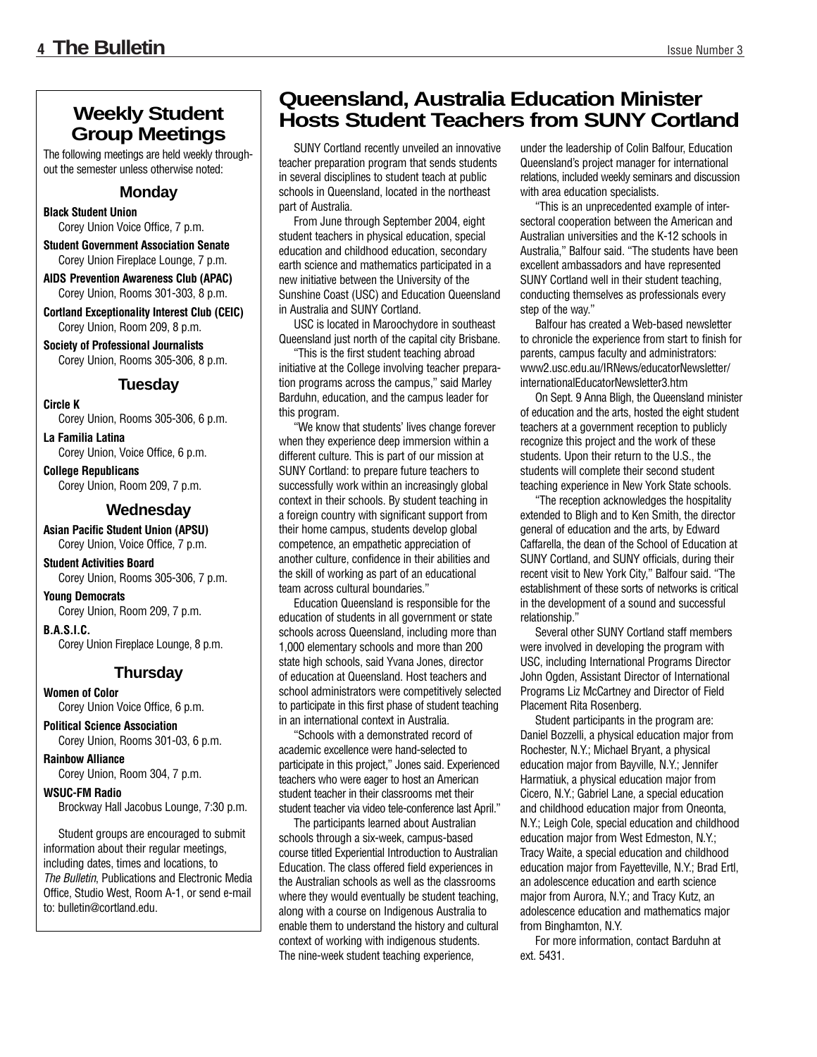## Weekly Student Group Meetings

The following meetings are held weekly throughout the semester unless otherwise noted:

### Monday

**Black Student Union**
Corey Union Voice Office, 7 p.m.

**Student Government Association Senate**
Corey Union Fireplace Lounge, 7 p.m.

**AIDS Prevention Awareness Club (APAC)**
Corey Union, Rooms 301-303, 8 p.m.

**Cortland Exceptionality Interest Club (CEIC)**
Corey Union, Room 209, 8 p.m.

**Society of Professional Journalists**
Corey Union, Rooms 305-306, 8 p.m.

### Tuesday

**Circle K**
Corey Union, Rooms 305-306, 6 p.m.

**La Familia Latina**
Corey Union, Voice Office, 6 p.m.

**College Republicans**
Corey Union, Room 209, 7 p.m.

### Wednesday

**Asian Pacific Student Union (APSU)**
Corey Union, Voice Office, 7 p.m.

**Student Activities Board**
Corey Union, Rooms 305-306, 7 p.m.

**Young Democrats**
Corey Union, Room 209, 7 p.m.

**B.A.S.I.C.**
Corey Union Fireplace Lounge, 8 p.m.

### Thursday

**Women of Color**
Corey Union Voice Office, 6 p.m.

**Political Science Association**
Corey Union, Rooms 301-03, 6 p.m.

**Rainbow Alliance**
Corey Union, Room 304, 7 p.m.

**WSUC-FM Radio**
Brockway Hall Jacobus Lounge, 7:30 p.m.

Student groups are encouraged to submit information about their regular meetings, including dates, times and locations, to *The Bulletin*, Publications and Electronic Media Office, Studio West, Room A-1, or send e-mail to: bulletin@cortland.edu.

## Queensland, Australia Education Minister Hosts Student Teachers from SUNY Cortland

SUNY Cortland recently unveiled an innovative teacher preparation program that sends students in several disciplines to student teach at public schools in Queensland, located in the northeast part of Australia.

From June through September 2004, eight student teachers in physical education, special education and childhood education, secondary earth science and mathematics participated in a new initiative between the University of the Sunshine Coast (USC) and Education Queensland in Australia and SUNY Cortland.

USC is located in Maroochydore in southeast Queensland just north of the capital city Brisbane.

"This is the first student teaching abroad initiative at the College involving teacher preparation programs across the campus," said Marley Barduhn, education, and the campus leader for this program.

"We know that students' lives change forever when they experience deep immersion within a different culture. This is part of our mission at SUNY Cortland: to prepare future teachers to successfully work within an increasingly global context in their schools. By student teaching in a foreign country with significant support from their home campus, students develop global competence, an empathetic appreciation of another culture, confidence in their abilities and the skill of working as part of an educational team across cultural boundaries."

Education Queensland is responsible for the education of students in all government or state schools across Queensland, including more than 1,000 elementary schools and more than 200 state high schools, said Yvana Jones, director of education at Queensland. Host teachers and school administrators were competitively selected to participate in this first phase of student teaching in an international context in Australia.

"Schools with a demonstrated record of academic excellence were hand-selected to participate in this project," Jones said. Experienced teachers who were eager to host an American student teacher in their classrooms met their student teacher via video tele-conference last April."

The participants learned about Australian schools through a six-week, campus-based course titled Experiential Introduction to Australian Education. The class offered field experiences in the Australian schools as well as the classrooms where they would eventually be student teaching, along with a course on Indigenous Australia to enable them to understand the history and cultural context of working with indigenous students.

The nine-week student teaching experience, under the leadership of Colin Balfour, Education Queensland's project manager for international relations, included weekly seminars and discussion with area education specialists.

"This is an unprecedented example of inter-sectoral cooperation between the American and Australian universities and the K-12 schools in Australia," Balfour said. "The students have been excellent ambassadors and have represented SUNY Cortland well in their student teaching, conducting themselves as professionals every step of the way."

Balfour has created a Web-based newsletter to chronicle the experience from start to finish for parents, campus faculty and administrators: www2.usc.edu.au/IRNews/educatorNewsletter/internationalEducatorNewsletter3.htm

On Sept. 9 Anna Bligh, the Queensland minister of education and the arts, hosted the eight student teachers at a government reception to publicly recognize this project and the work of these students. Upon their return to the U.S., the students will complete their second student teaching experience in New York State schools.

"The reception acknowledges the hospitality extended to Bligh and to Ken Smith, the director general of education and the arts, by Edward Caffarella, the dean of the School of Education at SUNY Cortland, and SUNY officials, during their recent visit to New York City," Balfour said. "The establishment of these sorts of networks is critical in the development of a sound and successful relationship."

Several other SUNY Cortland staff members were involved in developing the program with USC, including International Programs Director John Ogden, Assistant Director of International Programs Liz McCartney and Director of Field Placement Rita Rosenberg.

Student participants in the program are: Daniel Bozzelli, a physical education major from Rochester, N.Y.; Michael Bryant, a physical education major from Bayville, N.Y.; Jennifer Harmatiuk, a physical education major from Cicero, N.Y.; Gabriel Lane, a special education and childhood education major from Oneonta, N.Y.; Leigh Cole, special education and childhood education major from West Edmeston, N.Y.; Tracy Waite, a special education and childhood education major from Fayetteville, N.Y.; Brad Ertl, an adolescence education and earth science major from Aurora, N.Y.; and Tracy Kutz, an adolescence education and mathematics major from Binghamton, N.Y.

For more information, contact Barduhn at ext. 5431.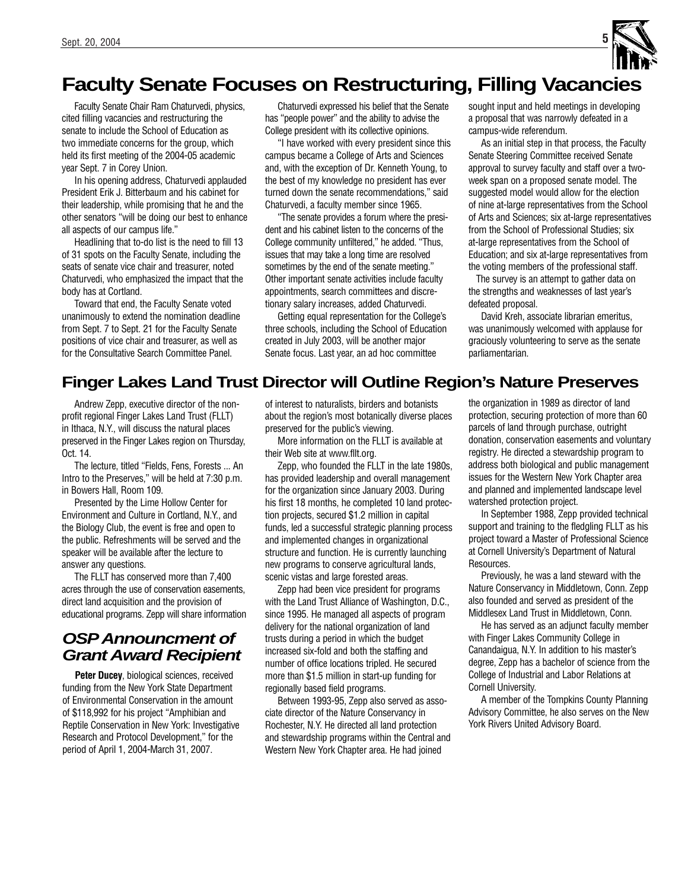# Faculty Senate Focuses on Restructuring, Filling Vacancies

Faculty Senate Chair Ram Chaturvedi, physics, cited filling vacancies and restructuring the senate to include the School of Education as two immediate concerns for the group, which held its first meeting of the 2004-05 academic year Sept. 7 in Corey Union.

In his opening address, Chaturvedi applauded President Erik J. Bitterbaum and his cabinet for their leadership, while promising that he and the other senators "will be doing our best to enhance all aspects of our campus life."

Headlining that to-do list is the need to fill 13 of 31 spots on the Faculty Senate, including the seats of senate vice chair and treasurer, noted Chaturvedi, who emphasized the impact that the body has at Cortland.

Toward that end, the Faculty Senate voted unanimously to extend the nomination deadline from Sept. 7 to Sept. 21 for the Faculty Senate positions of vice chair and treasurer, as well as for the Consultative Search Committee Panel.

Chaturvedi expressed his belief that the Senate has "people power" and the ability to advise the College president with its collective opinions.

"I have worked with every president since this campus became a College of Arts and Sciences and, with the exception of Dr. Kenneth Young, to the best of my knowledge no president has ever turned down the senate recommendations," said Chaturvedi, a faculty member since 1965.

"The senate provides a forum where the president and his cabinet listen to the concerns of the College community unfiltered," he added. "Thus, issues that may take a long time are resolved sometimes by the end of the senate meeting." Other important senate activities include faculty appointments, search committees and discretionary salary increases, added Chaturvedi.

Getting equal representation for the College's three schools, including the School of Education created in July 2003, will be another major Senate focus. Last year, an ad hoc committee sought input and held meetings in developing a proposal that was narrowly defeated in a campus-wide referendum.

As an initial step in that process, the Faculty Senate Steering Committee received Senate approval to survey faculty and staff over a two-week span on a proposed senate model. The suggested model would allow for the election of nine at-large representatives from the School of Arts and Sciences; six at-large representatives from the School of Professional Studies; six at-large representatives from the School of Education; and six at-large representatives from the voting members of the professional staff.

The survey is an attempt to gather data on the strengths and weaknesses of last year's defeated proposal.

David Kreh, associate librarian emeritus, was unanimously welcomed with applause for graciously volunteering to serve as the senate parliamentarian.

# Finger Lakes Land Trust Director will Outline Region's Nature Preserves

Andrew Zepp, executive director of the non-profit regional Finger Lakes Land Trust (FLLT) in Ithaca, N.Y., will discuss the natural places preserved in the Finger Lakes region on Thursday, Oct. 14.

The lecture, titled "Fields, Fens, Forests ... An Intro to the Preserves," will be held at 7:30 p.m. in Bowers Hall, Room 109.

Presented by the Lime Hollow Center for Environment and Culture in Cortland, N.Y., and the Biology Club, the event is free and open to the public. Refreshments will be served and the speaker will be available after the lecture to answer any questions.

The FLLT has conserved more than 7,400 acres through the use of conservation easements, direct land acquisition and the provision of educational programs. Zepp will share information of interest to naturalists, birders and botanists about the region's most botanically diverse places preserved for the public's viewing.

More information on the FLLT is available at their Web site at www.fllt.org.

Zepp, who founded the FLLT in the late 1980s, has provided leadership and overall management for the organization since January 2003. During his first 18 months, he completed 10 land protection projects, secured $1.2 million in capital funds, led a successful strategic planning process and implemented changes in organizational structure and function. He is currently launching new programs to conserve agricultural lands, scenic vistas and large forested areas.

Zepp had been vice president for programs with the Land Trust Alliance of Washington, D.C., since 1995. He managed all aspects of program delivery for the national organization of land trusts during a period in which the budget increased six-fold and both the staffing and number of office locations tripled. He secured more than $1.5 million in start-up funding for regionally based field programs.

Between 1993-95, Zepp also served as associate director of the Nature Conservancy in Rochester, N.Y. He directed all land protection and stewardship programs within the Central and Western New York Chapter area. He had joined the organization in 1989 as director of land protection, securing protection of more than 60 parcels of land through purchase, outright donation, conservation easements and voluntary registry. He directed a stewardship program to address both biological and public management issues for the Western New York Chapter area and planned and implemented landscape level watershed protection project.

In September 1988, Zepp provided technical support and training to the fledgling FLLT as his project toward a Master of Professional Science at Cornell University's Department of Natural Resources.

Previously, he was a land steward with the Nature Conservancy in Middletown, Conn. Zepp also founded and served as president of the Middlesex Land Trust in Middletown, Conn.

He has served as an adjunct faculty member with Finger Lakes Community College in Canandaigua, N.Y. In addition to his master's degree, Zepp has a bachelor of science from the College of Industrial and Labor Relations at Cornell University.

A member of the Tompkins County Planning Advisory Committee, he also serves on the New York Rivers United Advisory Board.

## *OSP Announcment of Grant Award Recipient*

**Peter Ducey**, biological sciences, received funding from the New York State Department of Environmental Conservation in the amount of $118,992 for his project "Amphibian and Reptile Conservation in New York: Investigative Research and Protocol Development," for the period of April 1, 2004-March 31, 2007.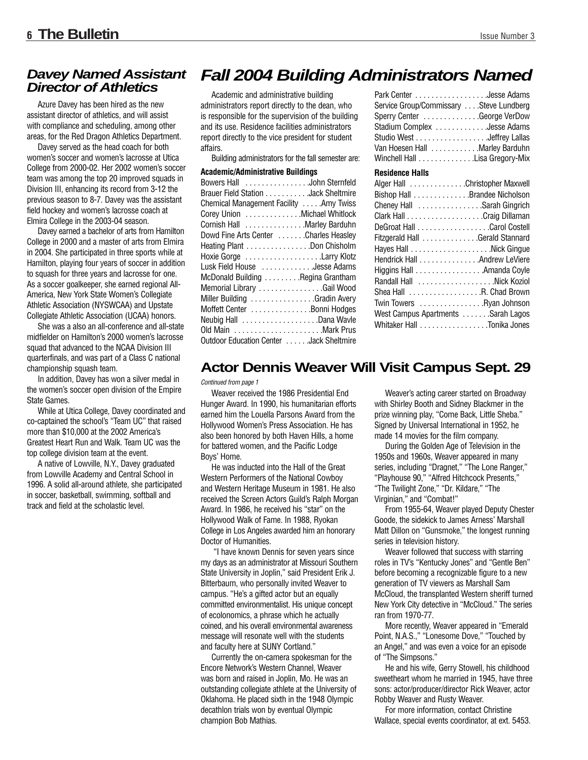## Davey Named Assistant Director of Athletics

Azure Davey has been hired as the new assistant director of athletics, and will assist with compliance and scheduling, among other areas, for the Red Dragon Athletics Department.

Davey served as the head coach for both women's soccer and women's lacrosse at Utica College from 2000-02. Her 2002 women's soccer team was among the top 20 improved squads in Division III, enhancing its record from 3-12 the previous season to 8-7. Davey was the assistant field hockey and women's lacrosse coach at Elmira College in the 2003-04 season.

Davey earned a bachelor of arts from Hamilton College in 2000 and a master of arts from Elmira in 2004. She participated in three sports while at Hamilton, playing four years of soccer in addition to squash for three years and lacrosse for one. As a soccer goalkeeper, she earned regional All-America, New York State Women's Collegiate Athletic Association (NYSWCAA) and Upstate Collegiate Athletic Association (UCAA) honors.

She was a also an all-conference and all-state midfielder on Hamilton's 2000 women's lacrosse squad that advanced to the NCAA Division III quarterfinals, and was part of a Class C national championship squash team.

In addition, Davey has won a silver medal in the women's soccer open division of the Empire State Games.

While at Utica College, Davey coordinated and co-captained the school's "Team UC" that raised more than $10,000 at the 2002 America's Greatest Heart Run and Walk. Team UC was the top college division team at the event.

A native of Lowville, N.Y., Davey graduated from Lowville Academy and Central School in 1996. A solid all-around athlete, she participated in soccer, basketball, swimming, softball and track and field at the scholastic level.

# Fall 2004 Building Administrators Named

Academic and administrative building administrators report directly to the dean, who is responsible for the supervision of the building and its use. Residence facilities administrators report directly to the vice president for student affairs.

Building administrators for the fall semester are:

**Academic/Administrative Buildings**

Bowers Hall . . . . . . . . . . . . . . . .John Sternfeld
Brauer Field Station . . . . . . . . . . .Jack Sheltmire
Chemical Management Facility . . . . .Amy Twiss
Corey Union . . . . . . . . . . . . .Michael Whitlock
Cornish Hall . . . . . . . . . . . . . .Marley Barduhn
Dowd Fine Arts Center . . . . . . .Charles Heasley
Heating Plant . . . . . . . . . . . . . . . .Don Chisholm
Hoxie Gorge . . . . . . . . . . . . . . . . . .Larry Klotz
Lusk Field House . . . . . . . . . . . .Jesse Adams
McDonald Building . . . . . . . . .Regina Grantham
Memorial Library . . . . . . . . . . . . . . . .Gail Wood
Miller Building . . . . . . . . . . . . . . .Gradin Avery
Moffett Center . . . . . . . . . . . . . .Bonni Hodges
Neubig Hall . . . . . . . . . . . . . . . . . . .Dana Wavle
Old Main . . . . . . . . . . . . . . . . . . . . .Mark Prus
Outdoor Education Center . . . . . .Jack Sheltmire
Park Center . . . . . . . . . . . . . . . . .Jesse Adams
Service Group/Commissary . . . .Steve Lundberg
Sperry Center . . . . . . . . . . . . .George VerDow
Stadium Complex . . . . . . . . . . . .Jesse Adams
Studio West . . . . . . . . . . . . . . . . .Jeffrey Lallas
Van Hoesen Hall . . . . . . . . . . .Marley Barduhn
Winchell Hall . . . . . . . . . . . . .Lisa Gregory-Mix

**Residence Halls**

Alger Hall . . . . . . . . . . . . .Christopher Maxwell
Bishop Hall . . . . . . . . . . . . .Brandee Nicholson
Cheney Hall . . . . . . . . . . . . . . . .Sarah Gingrich
Clark Hall . . . . . . . . . . . . . . . . . . .Craig Dillaman
DeGroat Hall . . . . . . . . . . . . . . . . .Carol Costell
Fitzgerald Hall . . . . . . . . . . . . .Gerald Stannard
Hayes Hall . . . . . . . . . . . . . . . . . . . .Nick Gingue
Hendrick Hall . . . . . . . . . . . . . .Andrew LeViere
Higgins Hall . . . . . . . . . . . . . . . .Amanda Coyle
Randall Hall . . . . . . . . . . . . . . . . . . .Nick Koziol
Shea Hall . . . . . . . . . . . . . . . . . .R. Chad Brown
Twin Towers . . . . . . . . . . . . . . . .Ryan Johnson
West Campus Apartments . . . . . . .Sarah Lagos
Whitaker Hall . . . . . . . . . . . . . . . . .Tonika Jones

## Actor Dennis Weaver Will Visit Campus Sept. 29

*Continued from page 1*

Weaver received the 1986 Presidential End Hunger Award. In 1990, his humanitarian efforts earned him the Louella Parsons Award from the Hollywood Women's Press Association. He has also been honored by both Haven Hills, a home for battered women, and the Pacific Lodge Boys' Home.

He was inducted into the Hall of the Great Western Performers of the National Cowboy and Western Heritage Museum in 1981. He also received the Screen Actors Guild's Ralph Morgan Award. In 1986, he received his "star" on the Hollywood Walk of Fame. In 1988, Ryokan College in Los Angeles awarded him an honorary Doctor of Humanities.

"I have known Dennis for seven years since my days as an administrator at Missouri Southern State University in Joplin," said President Erik J. Bitterbaum, who personally invited Weaver to campus. "He's a gifted actor but an equally committed environmentalist. His unique concept of ecolonomics, a phrase which he actually coined, and his overall environmental awareness message will resonate well with the students and faculty here at SUNY Cortland."

Currently the on-camera spokesman for the Encore Network's Western Channel, Weaver was born and raised in Joplin, Mo. He was an outstanding collegiate athlete at the University of Oklahoma. He placed sixth in the 1948 Olympic decathlon trials won by eventual Olympic champion Bob Mathias.

Weaver's acting career started on Broadway with Shirley Booth and Sidney Blackmer in the prize winning play, "Come Back, Little Sheba." Signed by Universal International in 1952, he made 14 movies for the film company.

During the Golden Age of Television in the 1950s and 1960s, Weaver appeared in many series, including "Dragnet," "The Lone Ranger," "Playhouse 90," "Alfred Hitchcock Presents," "The Twilight Zone," "Dr. Kildare," "The Virginian," and "Combat!"

From 1955-64, Weaver played Deputy Chester Goode, the sidekick to James Arness' Marshall Matt Dillon on "Gunsmoke," the longest running series in television history.

Weaver followed that success with starring roles in TV's "Kentucky Jones" and "Gentle Ben" before becoming a recognizable figure to a new generation of TV viewers as Marshall Sam McCloud, the transplanted Western sheriff turned New York City detective in "McCloud." The series ran from 1970-77.

More recently, Weaver appeared in "Emerald Point, N.A.S.," "Lonesome Dove," "Touched by an Angel," and was even a voice for an episode of "The Simpsons."

He and his wife, Gerry Stowell, his childhood sweetheart whom he married in 1945, have three sons: actor/producer/director Rick Weaver, actor Robby Weaver and Rusty Weaver.

For more information, contact Christine Wallace, special events coordinator, at ext. 5453.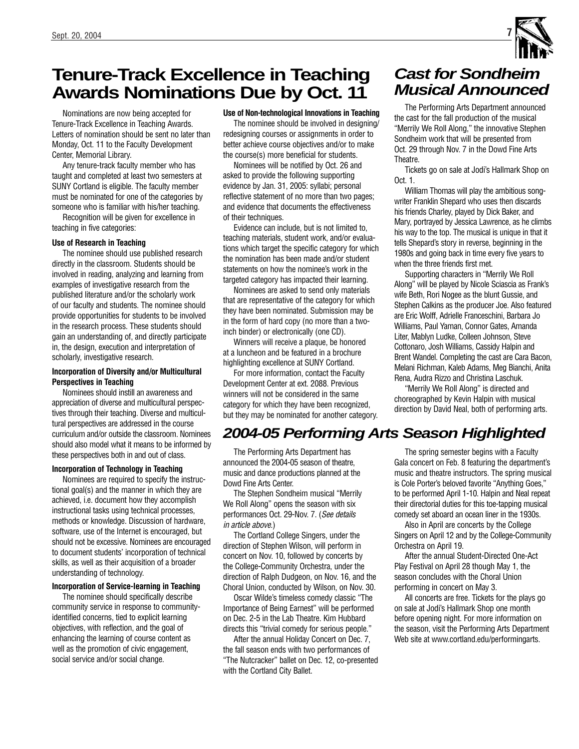## Tenure-Track Excellence in Teaching Awards Nominations Due by Oct. 11

Nominations are now being accepted for Tenure-Track Excellence in Teaching Awards. Letters of nomination should be sent no later than Monday, Oct. 11 to the Faculty Development Center, Memorial Library.

Any tenure-track faculty member who has taught and completed at least two semesters at SUNY Cortland is eligible. The faculty member must be nominated for one of the categories by someone who is familiar with his/her teaching.

Recognition will be given for excellence in teaching in five categories:

**Use of Research in Teaching**

The nominee should use published research directly in the classroom. Students should be involved in reading, analyzing and learning from examples of investigative research from the published literature and/or the scholarly work of our faculty and students. The nominee should provide opportunities for students to be involved in the research process. These students should gain an understanding of, and directly participate in, the design, execution and interpretation of scholarly, investigative research.

**Incorporation of Diversity and/or Multicultural Perspectives in Teaching**

Nominees should instill an awareness and appreciation of diverse and multicultural perspectives through their teaching. Diverse and multicultural perspectives are addressed in the course curriculum and/or outside the classroom. Nominees should also model what it means to be informed by these perspectives both in and out of class.

**Incorporation of Technology in Teaching**

Nominees are required to specify the instructional goal(s) and the manner in which they are achieved, i.e. document how they accomplish instructional tasks using technical processes, methods or knowledge. Discussion of hardware, software, use of the Internet is encouraged, but should not be excessive. Nominees are encouraged to document students' incorporation of technical skills, as well as their acquisition of a broader understanding of technology.

**Incorporation of Service-learning in Teaching**

The nominee should specifically describe community service in response to community-identified concerns, tied to explicit learning objectives, with reflection, and the goal of enhancing the learning of course content as well as the promotion of civic engagement, social service and/or social change.

**Use of Non-technological Innovations in Teaching**

The nominee should be involved in designing/redesigning courses or assignments in order to better achieve course objectives and/or to make the course(s) more beneficial for students.

Nominees will be notified by Oct. 26 and asked to provide the following supporting evidence by Jan. 31, 2005: syllabi; personal reflective statement of no more than two pages; and evidence that documents the effectiveness of their techniques.

Evidence can include, but is not limited to, teaching materials, student work, and/or evaluations which target the specific category for which the nomination has been made and/or student statements on how the nominee's work in the targeted category has impacted their learning.

Nominees are asked to send only materials that are representative of the category for which they have been nominated. Submission may be in the form of hard copy (no more than a two-inch binder) or electronically (one CD).

Winners will receive a plaque, be honored at a luncheon and be featured in a brochure highlighting excellence at SUNY Cortland.

For more information, contact the Faculty Development Center at ext. 2088. Previous winners will not be considered in the same category for which they have been recognized, but they may be nominated for another category.

## *Cast for Sondheim Musical Announced*

The Performing Arts Department announced the cast for the fall production of the musical "Merrily We Roll Along," the innovative Stephen Sondheim work that will be presented from Oct. 29 through Nov. 7 in the Dowd Fine Arts Theatre.

Tickets go on sale at Jodi's Hallmark Shop on Oct. 1.

William Thomas will play the ambitious songwriter Franklin Shepard who uses then discards his friends Charley, played by Dick Baker, and Mary, portrayed by Jessica Lawrence, as he climbs his way to the top. The musical is unique in that it tells Shepard's story in reverse, beginning in the 1980s and going back in time every five years to when the three friends first met.

Supporting characters in "Merrily We Roll Along" will be played by Nicole Sciascia as Frank's wife Beth, Rori Nogee as the blunt Gussie, and Stephen Calkins as the producer Joe. Also featured are Eric Wolff, Adrielle Franceschini, Barbara Jo Williams, Paul Yaman, Connor Gates, Amanda Liter, Mablyn Ludke, Colleen Johnson, Steve Cottonaro, Josh Williams, Cassidy Halpin and Brent Wandel. Completing the cast are Cara Bacon, Melani Richman, Kaleb Adams, Meg Bianchi, Anita Rena, Audra Rizzo and Christina Laschuk.

"Merrily We Roll Along" is directed and choreographed by Kevin Halpin with musical direction by David Neal, both of performing arts.

## *2004-05 Performing Arts Season Highlighted*

The Performing Arts Department has announced the 2004-05 season of theatre, music and dance productions planned at the Dowd Fine Arts Center.

The Stephen Sondheim musical "Merrily We Roll Along" opens the season with six performances Oct. 29-Nov. 7. (*See details in article above.*)

The Cortland College Singers, under the direction of Stephen Wilson, will perform in concert on Nov. 10, followed by concerts by the College-Community Orchestra, under the direction of Ralph Dudgeon, on Nov. 16, and the Choral Union, conducted by Wilson, on Nov. 30.

Oscar Wilde's timeless comedy classic "The Importance of Being Earnest" will be performed on Dec. 2-5 in the Lab Theatre. Kim Hubbard directs this "trivial comedy for serious people."

After the annual Holiday Concert on Dec. 7, the fall season ends with two performances of "The Nutcracker" ballet on Dec. 12, co-presented with the Cortland City Ballet.

The spring semester begins with a Faculty Gala concert on Feb. 8 featuring the department's music and theatre instructors. The spring musical is Cole Porter's beloved favorite "Anything Goes," to be performed April 1-10. Halpin and Neal repeat their directorial duties for this toe-tapping musical comedy set aboard an ocean liner in the 1930s.

Also in April are concerts by the College Singers on April 12 and by the College-Community Orchestra on April 19.

After the annual Student-Directed One-Act Play Festival on April 28 though May 1, the season concludes with the Choral Union performing in concert on May 3.

All concerts are free. Tickets for the plays go on sale at Jodi's Hallmark Shop one month before opening night. For more information on the season, visit the Performing Arts Department Web site at www.cortland.edu/performingarts.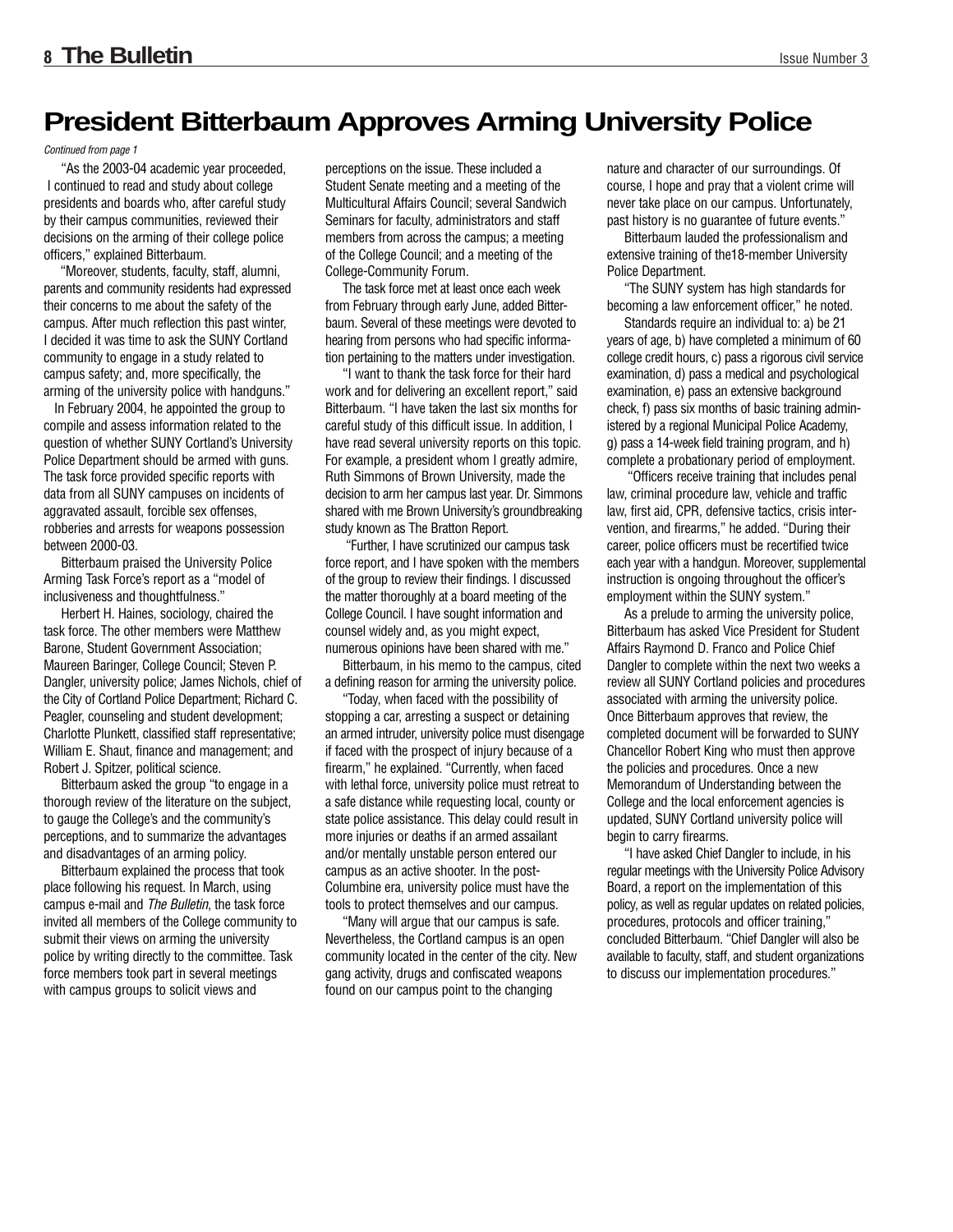# President Bitterbaum Approves Arming University Police

*Continued from page 1*

"As the 2003-04 academic year proceeded, I continued to read and study about college presidents and boards who, after careful study by their campus communities, reviewed their decisions on the arming of their college police officers," explained Bitterbaum.

"Moreover, students, faculty, staff, alumni, parents and community residents had expressed their concerns to me about the safety of the campus. After much reflection this past winter, I decided it was time to ask the SUNY Cortland community to engage in a study related to campus safety; and, more specifically, the arming of the university police with handguns."

In February 2004, he appointed the group to compile and assess information related to the question of whether SUNY Cortland's University Police Department should be armed with guns. The task force provided specific reports with data from all SUNY campuses on incidents of aggravated assault, forcible sex offenses, robberies and arrests for weapons possession between 2000-03.

Bitterbaum praised the University Police Arming Task Force's report as a "model of inclusiveness and thoughtfulness."

Herbert H. Haines, sociology, chaired the task force. The other members were Matthew Barone, Student Government Association; Maureen Baringer, College Council; Steven P. Dangler, university police; James Nichols, chief of the City of Cortland Police Department; Richard C. Peagler, counseling and student development; Charlotte Plunkett, classified staff representative; William E. Shaut, finance and management; and Robert J. Spitzer, political science.

Bitterbaum asked the group "to engage in a thorough review of the literature on the subject, to gauge the College's and the community's perceptions, and to summarize the advantages and disadvantages of an arming policy.

Bitterbaum explained the process that took place following his request. In March, using campus e-mail and *The Bulletin*, the task force invited all members of the College community to submit their views on arming the university police by writing directly to the committee. Task force members took part in several meetings with campus groups to solicit views and perceptions on the issue. These included a Student Senate meeting and a meeting of the Multicultural Affairs Council; several Sandwich Seminars for faculty, administrators and staff members from across the campus; a meeting of the College Council; and a meeting of the College-Community Forum.

The task force met at least once each week from February through early June, added Bitterbaum. Several of these meetings were devoted to hearing from persons who had specific information pertaining to the matters under investigation.

"I want to thank the task force for their hard work and for delivering an excellent report," said Bitterbaum. "I have taken the last six months for careful study of this difficult issue. In addition, I have read several university reports on this topic. For example, a president whom I greatly admire, Ruth Simmons of Brown University, made the decision to arm her campus last year. Dr. Simmons shared with me Brown University's groundbreaking study known as The Bratton Report.

"Further, I have scrutinized our campus task force report, and I have spoken with the members of the group to review their findings. I discussed the matter thoroughly at a board meeting of the College Council. I have sought information and counsel widely and, as you might expect, numerous opinions have been shared with me."

Bitterbaum, in his memo to the campus, cited a defining reason for arming the university police.

"Today, when faced with the possibility of stopping a car, arresting a suspect or detaining an armed intruder, university police must disengage if faced with the prospect of injury because of a firearm," he explained. "Currently, when faced with lethal force, university police must retreat to a safe distance while requesting local, county or state police assistance. This delay could result in more injuries or deaths if an armed assailant and/or mentally unstable person entered our campus as an active shooter. In the post-Columbine era, university police must have the tools to protect themselves and our campus.

"Many will argue that our campus is safe. Nevertheless, the Cortland campus is an open community located in the center of the city. New gang activity, drugs and confiscated weapons found on our campus point to the changing nature and character of our surroundings. Of course, I hope and pray that a violent crime will never take place on our campus. Unfortunately, past history is no guarantee of future events."

Bitterbaum lauded the professionalism and extensive training of the18-member University Police Department.

"The SUNY system has high standards for becoming a law enforcement officer," he noted.

Standards require an individual to: a) be 21 years of age, b) have completed a minimum of 60 college credit hours, c) pass a rigorous civil service examination, d) pass a medical and psychological examination, e) pass an extensive background check, f) pass six months of basic training administered by a regional Municipal Police Academy, g) pass a 14-week field training program, and h) complete a probationary period of employment.

"Officers receive training that includes penal law, criminal procedure law, vehicle and traffic law, first aid, CPR, defensive tactics, crisis intervention, and firearms," he added. "During their career, police officers must be recertified twice each year with a handgun. Moreover, supplemental instruction is ongoing throughout the officer's employment within the SUNY system."

As a prelude to arming the university police, Bitterbaum has asked Vice President for Student Affairs Raymond D. Franco and Police Chief Dangler to complete within the next two weeks a review all SUNY Cortland policies and procedures associated with arming the university police. Once Bitterbaum approves that review, the completed document will be forwarded to SUNY Chancellor Robert King who must then approve the policies and procedures. Once a new Memorandum of Understanding between the College and the local enforcement agencies is updated, SUNY Cortland university police will begin to carry firearms.

"I have asked Chief Dangler to include, in his regular meetings with the University Police Advisory Board, a report on the implementation of this policy, as well as regular updates on related policies, procedures, protocols and officer training," concluded Bitterbaum. "Chief Dangler will also be available to faculty, staff, and student organizations to discuss our implementation procedures."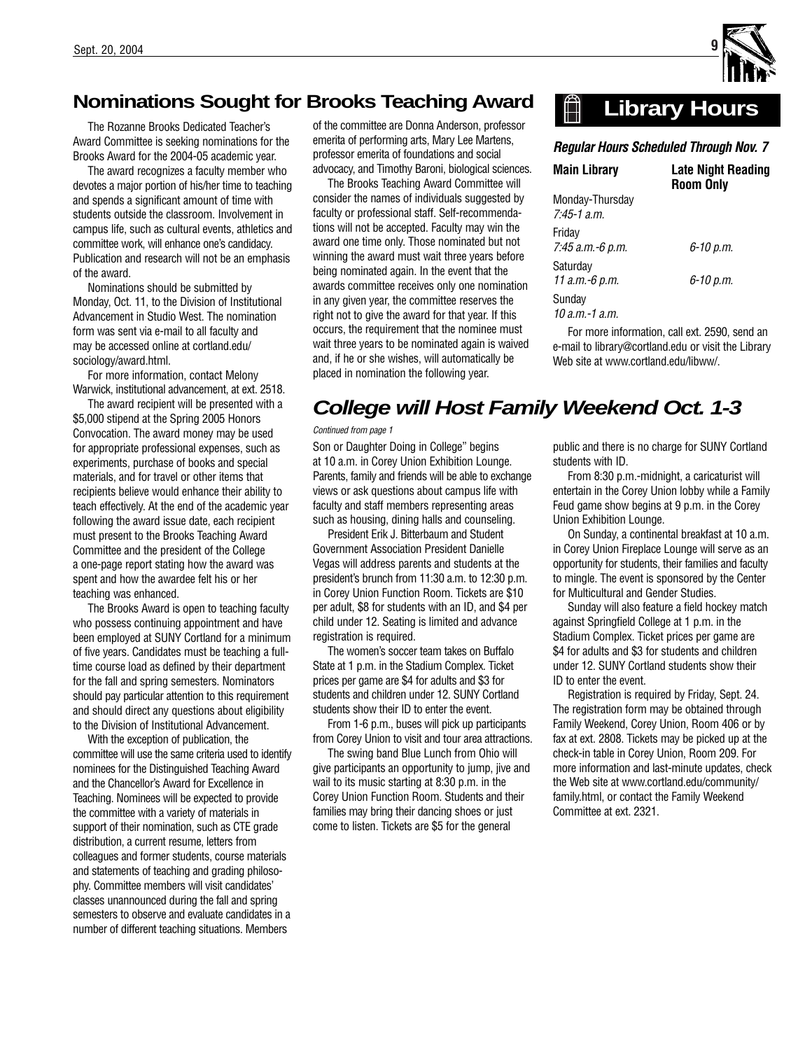## Nominations Sought for Brooks Teaching Award

The Rozanne Brooks Dedicated Teacher's Award Committee is seeking nominations for the Brooks Award for the 2004-05 academic year.

The award recognizes a faculty member who devotes a major portion of his/her time to teaching and spends a significant amount of time with students outside the classroom. Involvement in campus life, such as cultural events, athletics and committee work, will enhance one's candidacy. Publication and research will not be an emphasis of the award.

Nominations should be submitted by Monday, Oct. 11, to the Division of Institutional Advancement in Studio West. The nomination form was sent via e-mail to all faculty and may be accessed online at cortland.edu/sociology/award.html.

For more information, contact Melony Warwick, institutional advancement, at ext. 2518.

The award recipient will be presented with a $5,000 stipend at the Spring 2005 Honors Convocation. The award money may be used for appropriate professional expenses, such as experiments, purchase of books and special materials, and for travel or other items that recipients believe would enhance their ability to teach effectively. At the end of the academic year following the award issue date, each recipient must present to the Brooks Teaching Award Committee and the president of the College a one-page report stating how the award was spent and how the awardee felt his or her teaching was enhanced.

The Brooks Award is open to teaching faculty who possess continuing appointment and have been employed at SUNY Cortland for a minimum of five years. Candidates must be teaching a full-time course load as defined by their department for the fall and spring semesters. Nominators should pay particular attention to this requirement and should direct any questions about eligibility to the Division of Institutional Advancement.

With the exception of publication, the committee will use the same criteria used to identify nominees for the Distinguished Teaching Award and the Chancellor's Award for Excellence in Teaching. Nominees will be expected to provide the committee with a variety of materials in support of their nomination, such as CTE grade distribution, a current resume, letters from colleagues and former students, course materials and statements of teaching and grading philosophy. Committee members will visit candidates' classes unannounced during the fall and spring semesters to observe and evaluate candidates in a number of different teaching situations. Members of the committee are Donna Anderson, professor emerita of performing arts, Mary Lee Martens, professor emerita of foundations and social advocacy, and Timothy Baroni, biological sciences.

The Brooks Teaching Award Committee will consider the names of individuals suggested by faculty or professional staff. Self-recommendations will not be accepted. Faculty may win the award one time only. Those nominated but not winning the award must wait three years before being nominated again. In the event that the awards committee receives only one nomination in any given year, the committee reserves the right not to give the award for that year. If this occurs, the requirement that the nominee must wait three years to be nominated again is waived and, if he or she wishes, will automatically be placed in nomination the following year.

## Library Hours

***Regular Hours Scheduled Through Nov. 7***

| Main Library | Late Night Reading Room Only |
|---|---|
| Monday-Thursday *7:45-1 a.m.* | |
| Friday *7:45 a.m.-6 p.m.* | *6-10 p.m.* |
| Saturday *11 a.m.-6 p.m.* | *6-10 p.m.* |
| Sunday *10 a.m.-1 a.m.* | |

For more information, call ext. 2590, send an e-mail to library@cortland.edu or visit the Library Web site at www.cortland.edu/libww/.

## *College will Host Family Weekend Oct. 1-3*

*Continued from page 1*

Son or Daughter Doing in College" begins at 10 a.m. in Corey Union Exhibition Lounge. Parents, family and friends will be able to exchange views or ask questions about campus life with faculty and staff members representing areas such as housing, dining halls and counseling.

President Erik J. Bitterbaum and Student Government Association President Danielle Vegas will address parents and students at the president's brunch from 11:30 a.m. to 12:30 p.m. in Corey Union Function Room. Tickets are $10 per adult, $8 for students with an ID, and $4 per child under 12. Seating is limited and advance registration is required.

The women's soccer team takes on Buffalo State at 1 p.m. in the Stadium Complex. Ticket prices per game are $4 for adults and $3 for students and children under 12. SUNY Cortland students show their ID to enter the event.

From 1-6 p.m., buses will pick up participants from Corey Union to visit and tour area attractions.

The swing band Blue Lunch from Ohio will give participants an opportunity to jump, jive and wail to its music starting at 8:30 p.m. in the Corey Union Function Room. Students and their families may bring their dancing shoes or just come to listen. Tickets are $5 for the general public and there is no charge for SUNY Cortland students with ID.

From 8:30 p.m.-midnight, a caricaturist will entertain in the Corey Union lobby while a Family Feud game show begins at 9 p.m. in the Corey Union Exhibition Lounge.

On Sunday, a continental breakfast at 10 a.m. in Corey Union Fireplace Lounge will serve as an opportunity for students, their families and faculty to mingle. The event is sponsored by the Center for Multicultural and Gender Studies.

Sunday will also feature a field hockey match against Springfield College at 1 p.m. in the Stadium Complex. Ticket prices per game are $4 for adults and $3 for students and children under 12. SUNY Cortland students show their ID to enter the event.

Registration is required by Friday, Sept. 24. The registration form may be obtained through Family Weekend, Corey Union, Room 406 or by fax at ext. 2808. Tickets may be picked up at the check-in table in Corey Union, Room 209. For more information and last-minute updates, check the Web site at www.cortland.edu/community/family.html, or contact the Family Weekend Committee at ext. 2321.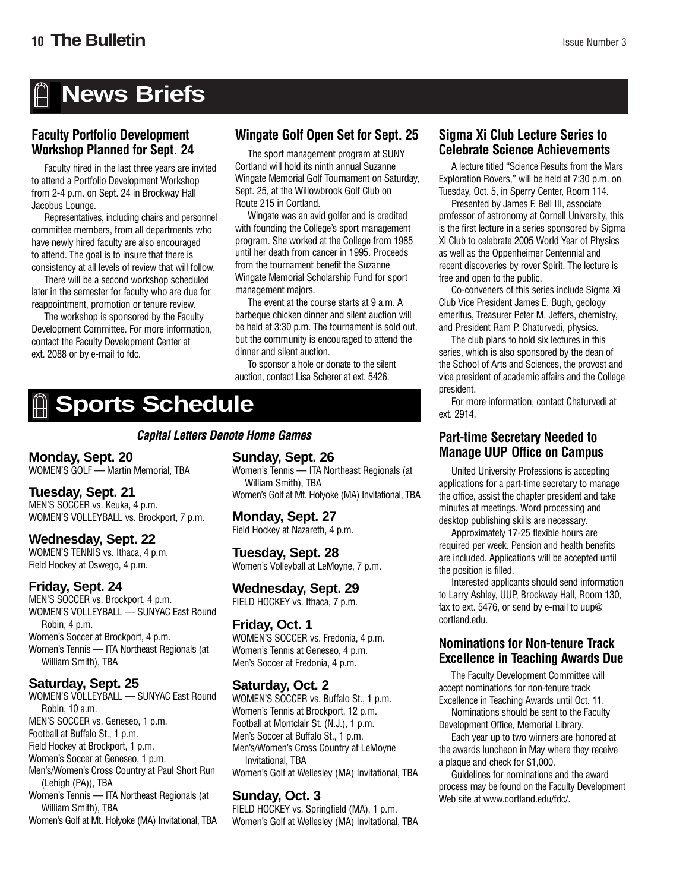# News Briefs

## Faculty Portfolio Development Workshop Planned for Sept. 24

Faculty hired in the last three years are invited to attend a Portfolio Development Workshop from 2-4 p.m. on Sept. 24 in Brockway Hall Jacobus Lounge.

Representatives, including chairs and personnel committee members, from all departments who have newly hired faculty are also encouraged to attend. The goal is to insure that there is consistency at all levels of review that will follow.

There will be a second workshop scheduled later in the semester for faculty who are due for reappointment, promotion or tenure review.

The workshop is sponsored by the Faculty Development Committee. For more information, contact the Faculty Development Center at ext. 2088 or by e-mail to fdc.

## Wingate Golf Open Set for Sept. 25

The sport management program at SUNY Cortland will hold its ninth annual Suzanne Wingate Memorial Golf Tournament on Saturday, Sept. 25, at the Willowbrook Golf Club on Route 215 in Cortland.

Wingate was an avid golfer and is credited with founding the College's sport management program. She worked at the College from 1985 until her death from cancer in 1995. Proceeds from the tournament benefit the Suzanne Wingate Memorial Scholarship Fund for sport management majors.

The event at the course starts at 9 a.m. A barbeque chicken dinner and silent auction will be held at 3:30 p.m. The tournament is sold out, but the community is encouraged to attend the dinner and silent auction.

To sponsor a hole or donate to the silent auction, contact Lisa Scherer at ext. 5426.

## Sigma Xi Club Lecture Series to Celebrate Science Achievements

A lecture titled "Science Results from the Mars Exploration Rovers," will be held at 7:30 p.m. on Tuesday, Oct. 5, in Sperry Center, Room 114.

Presented by James F. Bell III, associate professor of astronomy at Cornell University, this is the first lecture in a series sponsored by Sigma Xi Club to celebrate 2005 World Year of Physics as well as the Oppenheimer Centennial and recent discoveries by rover Spirit. The lecture is free and open to the public.

Co-conveners of this series include Sigma Xi Club Vice President James E. Bugh, geology emeritus, Treasurer Peter M. Jeffers, chemistry, and President Ram P. Chaturvedi, physics.

The club plans to hold six lectures in this series, which is also sponsored by the dean of the School of Arts and Sciences, the provost and vice president of academic affairs and the College president.

For more information, contact Chaturvedi at ext. 2914.

## Part-time Secretary Needed to Manage UUP Office on Campus

United University Professions is accepting applications for a part-time secretary to manage the office, assist the chapter president and take minutes at meetings. Word processing and desktop publishing skills are necessary.

Approximately 17-25 flexible hours are required per week. Pension and health benefits are included. Applications will be accepted until the position is filled.

Interested applicants should send information to Larry Ashley, UUP, Brockway Hall, Room 130, fax to ext. 5476, or send by e-mail to uup@cortland.edu.

## Nominations for Non-tenure Track Excellence in Teaching Awards Due

The Faculty Development Committee will accept nominations for non-tenure track Excellence in Teaching Awards until Oct. 11.

Nominations should be sent to the Faculty Development Office, Memorial Library.

Each year up to two winners are honored at the awards luncheon in May where they receive a plaque and check for $1,000.

Guidelines for nominations and the award process may be found on the Faculty Development Web site at www.cortland.edu/fdc/.

# Sports Schedule

***Capital Letters Denote Home Games***

### Monday, Sept. 20
WOMEN'S GOLF — Martin Memorial, TBA

### Tuesday, Sept. 21
MEN'S SOCCER vs. Keuka, 4 p.m.
WOMEN'S VOLLEYBALL vs. Brockport, 7 p.m.

### Wednesday, Sept. 22
WOMEN'S TENNIS vs. Ithaca, 4 p.m.
Field Hockey at Oswego, 4 p.m.

### Friday, Sept. 24
MEN'S SOCCER vs. Brockport, 4 p.m.
WOMEN'S VOLLEYBALL — SUNYAC East Round Robin, 4 p.m.
Women's Soccer at Brockport, 4 p.m.
Women's Tennis — ITA Northeast Regionals (at William Smith), TBA

### Saturday, Sept. 25
WOMEN'S VOLLEYBALL — SUNYAC East Round Robin, 10 a.m.
MEN'S SOCCER vs. Geneseo, 1 p.m.
Football at Buffalo St., 1 p.m.
Field Hockey at Brockport, 1 p.m.
Women's Soccer at Geneseo, 1 p.m.
Men's/Women's Cross Country at Paul Short Run (Lehigh (PA)), TBA
Women's Tennis — ITA Northeast Regionals (at William Smith), TBA
Women's Golf at Mt. Holyoke (MA) Invitational, TBA

### Sunday, Sept. 26
Women's Tennis — ITA Northeast Regionals (at William Smith), TBA
Women's Golf at Mt. Holyoke (MA) Invitational, TBA

### Monday, Sept. 27
Field Hockey at Nazareth, 4 p.m.

### Tuesday, Sept. 28
Women's Volleyball at LeMoyne, 7 p.m.

### Wednesday, Sept. 29
FIELD HOCKEY vs. Ithaca, 7 p.m.

### Friday, Oct. 1
WOMEN'S SOCCER vs. Fredonia, 4 p.m.
Women's Tennis at Geneseo, 4 p.m.
Men's Soccer at Fredonia, 4 p.m.

### Saturday, Oct. 2
WOMEN'S SOCCER vs. Buffalo St., 1 p.m.
Women's Tennis at Brockport, 12 p.m.
Football at Montclair St. (N.J.), 1 p.m.
Men's Soccer at Buffalo St., 1 p.m.
Men's/Women's Cross Country at LeMoyne Invitational, TBA
Women's Golf at Wellesley (MA) Invitational, TBA

### Sunday, Oct. 3
FIELD HOCKEY vs. Springfield (MA), 1 p.m.
Women's Golf at Wellesley (MA) Invitational, TBA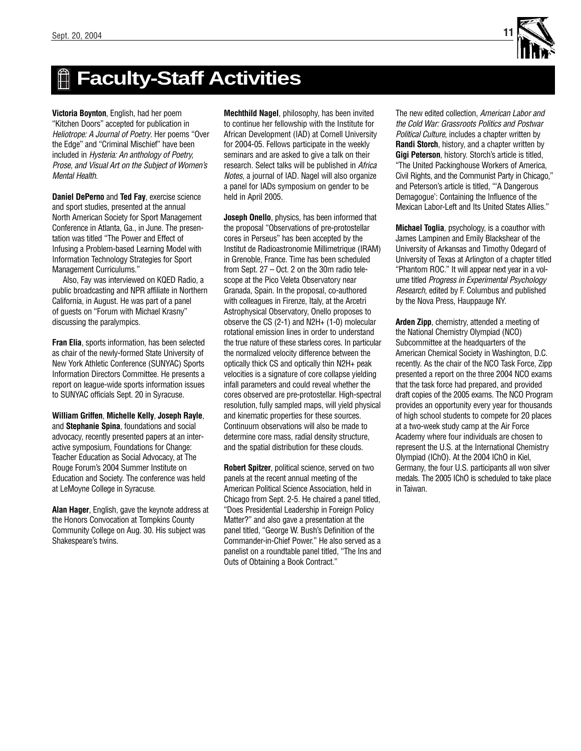# Faculty-Staff Activities

**Victoria Boynton**, English, had her poem "Kitchen Doors" accepted for publication in *Heliotrope: A Journal of Poetry*. Her poems "Over the Edge" and "Criminal Mischief" have been included in *Hysteria: An anthology of Poetry, Prose, and Visual Art on the Subject of Women's Mental Health*.

**Daniel DePerno** and **Ted Fay**, exercise science and sport studies, presented at the annual North American Society for Sport Management Conference in Atlanta, Ga., in June. The presentation was titled "The Power and Effect of Infusing a Problem-based Learning Model with Information Technology Strategies for Sport Management Curriculums."

Also, Fay was interviewed on KQED Radio, a public broadcasting and NPR affiliate in Northern California, in August. He was part of a panel of guests on "Forum with Michael Krasny" discussing the paralympics.

**Fran Elia**, sports information, has been selected as chair of the newly-formed State University of New York Athletic Conference (SUNYAC) Sports Information Directors Committee. He presents a report on league-wide sports information issues to SUNYAC officials Sept. 20 in Syracuse.

**William Griffen**, **Michelle Kelly**, **Joseph Rayle**, and **Stephanie Spina**, foundations and social advocacy, recently presented papers at an interactive symposium, Foundations for Change: Teacher Education as Social Advocacy, at The Rouge Forum's 2004 Summer Institute on Education and Society. The conference was held at LeMoyne College in Syracuse.

**Alan Hager**, English, gave the keynote address at the Honors Convocation at Tompkins County Community College on Aug. 30. His subject was Shakespeare's twins.

**Mechthild Nagel**, philosophy, has been invited to continue her fellowship with the Institute for African Development (IAD) at Cornell University for 2004-05. Fellows participate in the weekly seminars and are asked to give a talk on their research. Select talks will be published in *Africa Notes*, a journal of IAD. Nagel will also organize a panel for IADs symposium on gender to be held in April 2005.

**Joseph Onello**, physics, has been informed that the proposal "Observations of pre-protostellar cores in Perseus" has been accepted by the Institut de Radioastronomie Millimetrique (IRAM) in Grenoble, France. Time has been scheduled from Sept. 27 – Oct. 2 on the 30m radio telescope at the Pico Veleta Observatory near Granada, Spain. In the proposal, co-authored with colleagues in Firenze, Italy, at the Arcetri Astrophysical Observatory, Onello proposes to observe the CS (2-1) and $N_2H^+$ (1-0) molecular rotational emission lines in order to understand the true nature of these starless cores. In particular the normalized velocity difference between the optically thick CS and optically thin $N_2H^+$ peak velocities is a signature of core collapse yielding infall parameters and could reveal whether the cores observed are pre-protostellar. High-spectral resolution, fully sampled maps, will yield physical and kinematic properties for these sources. Continuum observations will also be made to determine core mass, radial density structure, and the spatial distribution for these clouds.

**Robert Spitzer**, political science, served on two panels at the recent annual meeting of the American Political Science Association, held in Chicago from Sept. 2-5. He chaired a panel titled, "Does Presidential Leadership in Foreign Policy Matter?" and also gave a presentation at the panel titled, "George W. Bush's Definition of the Commander-in-Chief Power." He also served as a panelist on a roundtable panel titled, "The Ins and Outs of Obtaining a Book Contract."

The new edited collection, *American Labor and the Cold War: Grassroots Politics and Postwar Political Culture*, includes a chapter written by **Randi Storch**, history, and a chapter written by **Gigi Peterson**, history. Storch's article is titled, "The United Packinghouse Workers of America, Civil Rights, and the Communist Party in Chicago," and Peterson's article is titled, "'A Dangerous Demagogue': Containing the Influence of the Mexican Labor-Left and Its United States Allies."

**Michael Toglia**, psychology, is a coauthor with James Lampinen and Emily Blackshear of the University of Arkansas and Timothy Odegard of University of Texas at Arlington of a chapter titled "Phantom ROC." It will appear next year in a volume titled *Progress in Experimental Psychology Research*, edited by F. Columbus and published by the Nova Press, Hauppauge NY.

**Arden Zipp**, chemistry, attended a meeting of the National Chemistry Olympiad (NCO) Subcommittee at the headquarters of the American Chemical Society in Washington, D.C. recently. As the chair of the NCO Task Force, Zipp presented a report on the three 2004 NCO exams that the task force had prepared, and provided draft copies of the 2005 exams. The NCO Program provides an opportunity every year for thousands of high school students to compete for 20 places at a two-week study camp at the Air Force Academy where four individuals are chosen to represent the U.S. at the International Chemistry Olympiad (IChO). At the 2004 IChO in Kiel, Germany, the four U.S. participants all won silver medals. The 2005 IChO is scheduled to take place in Taiwan.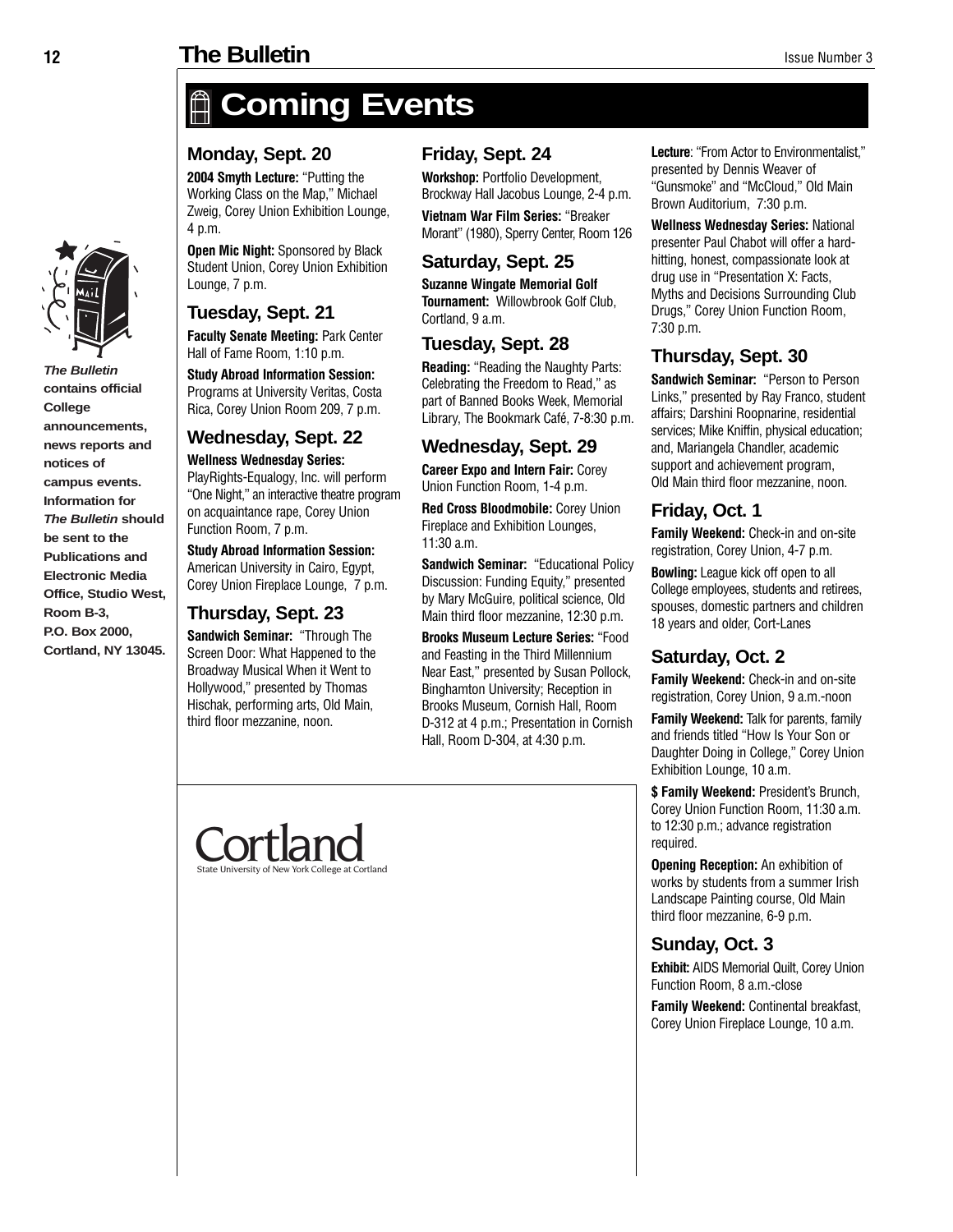# Coming Events

*The Bulletin* **contains official College announcements, news reports and notices of campus events. Information for** ***The Bulletin*** **should be sent to the Publications and Electronic Media Office, Studio West, Room B-3, P.O. Box 2000, Cortland, NY 13045.**

## Monday, Sept. 20

**2004 Smyth Lecture:** "Putting the Working Class on the Map," Michael Zweig, Corey Union Exhibition Lounge, 4 p.m.

**Open Mic Night:** Sponsored by Black Student Union, Corey Union Exhibition Lounge, 7 p.m.

## Tuesday, Sept. 21

**Faculty Senate Meeting:** Park Center Hall of Fame Room, 1:10 p.m.

**Study Abroad Information Session:** Programs at University Veritas, Costa Rica, Corey Union Room 209, 7 p.m.

## Wednesday, Sept. 22

**Wellness Wednesday Series:** PlayRights-Equalogy, Inc. will perform "One Night," an interactive theatre program on acquaintance rape, Corey Union Function Room, 7 p.m.

**Study Abroad Information Session:** American University in Cairo, Egypt, Corey Union Fireplace Lounge, 7 p.m.

## Thursday, Sept. 23

**Sandwich Seminar:** "Through The Screen Door: What Happened to the Broadway Musical When it Went to Hollywood," presented by Thomas Hischak, performing arts, Old Main, third floor mezzanine, noon.

## Friday, Sept. 24

**Workshop:** Portfolio Development, Brockway Hall Jacobus Lounge, 2-4 p.m.

**Vietnam War Film Series:** "Breaker Morant" (1980), Sperry Center, Room 126

## Saturday, Sept. 25

**Suzanne Wingate Memorial Golf Tournament:** Willowbrook Golf Club, Cortland, 9 a.m.

## Tuesday, Sept. 28

**Reading:** "Reading the Naughty Parts: Celebrating the Freedom to Read," as part of Banned Books Week, Memorial Library, The Bookmark Café, 7-8:30 p.m.

## Wednesday, Sept. 29

**Career Expo and Intern Fair:** Corey Union Function Room, 1-4 p.m.

**Red Cross Bloodmobile:** Corey Union Fireplace and Exhibition Lounges, 11:30 a.m.

**Sandwich Seminar:** "Educational Policy Discussion: Funding Equity," presented by Mary McGuire, political science, Old Main third floor mezzanine, 12:30 p.m.

**Brooks Museum Lecture Series:** "Food and Feasting in the Third Millennium Near East," presented by Susan Pollock, Binghamton University; Reception in Brooks Museum, Cornish Hall, Room D-312 at 4 p.m.; Presentation in Cornish Hall, Room D-304, at 4:30 p.m.

**Lecture**: "From Actor to Environmentalist," presented by Dennis Weaver of "Gunsmoke" and "McCloud," Old Main Brown Auditorium, 7:30 p.m.

**Wellness Wednesday Series:** National presenter Paul Chabot will offer a hard-hitting, honest, compassionate look at drug use in "Presentation X: Facts, Myths and Decisions Surrounding Club Drugs," Corey Union Function Room, 7:30 p.m.

## Thursday, Sept. 30

**Sandwich Seminar:** "Person to Person Links," presented by Ray Franco, student affairs; Darshini Roopnarine, residential services; Mike Kniffin, physical education; and, Mariangela Chandler, academic support and achievement program, Old Main third floor mezzanine, noon.

## Friday, Oct. 1

**Family Weekend:** Check-in and on-site registration, Corey Union, 4-7 p.m.

**Bowling:** League kick off open to all College employees, students and retirees, spouses, domestic partners and children 18 years and older, Cort-Lanes

## Saturday, Oct. 2

**Family Weekend:** Check-in and on-site registration, Corey Union, 9 a.m.-noon

**Family Weekend:** Talk for parents, family and friends titled "How Is Your Son or Daughter Doing in College," Corey Union Exhibition Lounge, 10 a.m.

**$ Family Weekend:** President's Brunch, Corey Union Function Room, 11:30 a.m. to 12:30 p.m.; advance registration required.

**Opening Reception:** An exhibition of works by students from a summer Irish Landscape Painting course, Old Main third floor mezzanine, 6-9 p.m.

## Sunday, Oct. 3

**Exhibit:** AIDS Memorial Quilt, Corey Union Function Room, 8 a.m.-close

**Family Weekend:** Continental breakfast, Corey Union Fireplace Lounge, 10 a.m.

Cortland
State University of New York College at Cortland